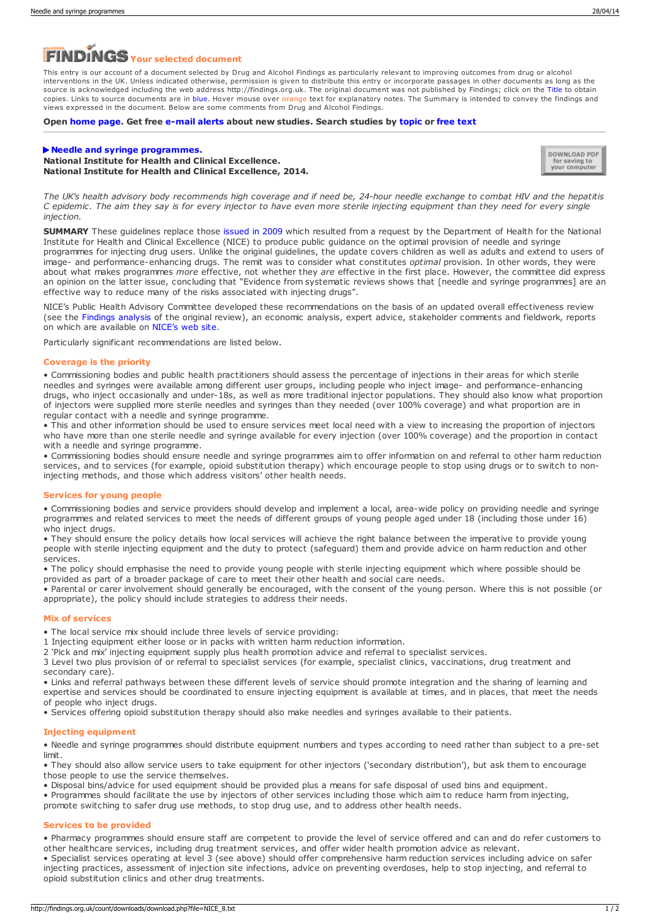# FINDINGS Your selected document

This entry is our account of a document selected by Drug and Alcohol Findings as particularly relevant to improving outcomes from drug or alcohol interventions in the UK. Unless indicated otherwise, permission is given to distribute this entry or incorporate passages in other documents as long as the source is acknowledged including the web address http://findings.org.uk. The original document was not published by Findings; click on the Title to obtain copies. Links to source documents are in blue. Hover mouse over orange text for explanatory notes. The Summary is intended to convey the findings and views expressed in the document. Below are some comments from Drug and Alcohol Findings.

**Open home page. Get free e-mail alerts about new studies. Search studies by topic or free text**

## ▶ Needle and syringe programmes.

**National Institute for Health and Clinical Excellence.**
**National Institute for Health and Clinical Excellence, 2014.**

DOWNLOAD PDF for saving to your computer

*The UK's health advisory body recommends high coverage and if need be, 24-hour needle exchange to combat HIV and the hepatitis C epidemic. The aim they say is for every injector to have even more sterile injecting equipment than they need for every single injection.*

**SUMMARY** These guidelines replace those issued in 2009 which resulted from a request by the Department of Health for the National Institute for Health and Clinical Excellence (NICE) to produce public guidance on the optimal provision of needle and syringe programmes for injecting drug users. Unlike the original guidelines, the update covers children as well as adults and extend to users of image- and performance-enhancing drugs. The remit was to consider what constitutes *optimal* provision. In other words, they were about what makes programmes *more* effective, not whether they *are* effective in the first place. However, the committee did express an opinion on the latter issue, concluding that "Evidence from systematic reviews shows that [needle and syringe programmes] are an effective way to reduce many of the risks associated with injecting drugs".

NICE's Public Health Advisory Committee developed these recommendations on the basis of an updated overall effectiveness review (see the Findings analysis of the original review), an economic analysis, expert advice, stakeholder comments and fieldwork, reports on which are available on NICE's web site.

Particularly significant recommendations are listed below.

### Coverage is the priority

• Commissioning bodies and public health practitioners should assess the percentage of injections in their areas for which sterile needles and syringes were available among different user groups, including people who inject image- and performance-enhancing drugs, who inject occasionally and under-18s, as well as more traditional injector populations. They should also know what proportion of injectors were supplied more sterile needles and syringes than they needed (over 100% coverage) and what proportion are in regular contact with a needle and syringe programme.
• This and other information should be used to ensure services meet local need with a view to increasing the proportion of injectors who have more than one sterile needle and syringe available for every injection (over 100% coverage) and the proportion in contact with a needle and syringe programme.
• Commissioning bodies should ensure needle and syringe programmes aim to offer information on and referral to other harm reduction services, and to services (for example, opioid substitution therapy) which encourage people to stop using drugs or to switch to non-injecting methods, and those which address visitors' other health needs.

### Services for young people

• Commissioning bodies and service providers should develop and implement a local, area-wide policy on providing needle and syringe programmes and related services to meet the needs of different groups of young people aged under 18 (including those under 16) who inject drugs.
• They should ensure the policy details how local services will achieve the right balance between the imperative to provide young people with sterile injecting equipment and the duty to protect (safeguard) them and provide advice on harm reduction and other services.
• The policy should emphasise the need to provide young people with sterile injecting equipment which where possible should be provided as part of a broader package of care to meet their other health and social care needs.
• Parental or carer involvement should generally be encouraged, with the consent of the young person. Where this is not possible (or appropriate), the policy should include strategies to address their needs.

### Mix of services

• The local service mix should include three levels of service providing:
1 Injecting equipment either loose or in packs with written harm reduction information.
2 'Pick and mix' injecting equipment supply plus health promotion advice and referral to specialist services.
3 Level two plus provision of or referral to specialist services (for example, specialist clinics, vaccinations, drug treatment and secondary care).
• Links and referral pathways between these different levels of service should promote integration and the sharing of learning and expertise and services should be coordinated to ensure injecting equipment is available at times, and in places, that meet the needs of people who inject drugs.
• Services offering opioid substitution therapy should also make needles and syringes available to their patients.

### Injecting equipment

• Needle and syringe programmes should distribute equipment numbers and types according to need rather than subject to a pre-set limit.
• They should also allow service users to take equipment for other injectors ('secondary distribution'), but ask them to encourage those people to use the service themselves.
• Disposal bins/advice for used equipment should be provided plus a means for safe disposal of used bins and equipment.
• Programmes should facilitate the use by injectors of other services including those which aim to reduce harm from injecting, promote switching to safer drug use methods, to stop drug use, and to address other health needs.

### Services to be provided

• Pharmacy programmes should ensure staff are competent to provide the level of service offered and can and do refer customers to other healthcare services, including drug treatment services, and offer wider health promotion advice as relevant.
• Specialist services operating at level 3 (see above) should offer comprehensive harm reduction services including advice on safer injecting practices, assessment of injection site infections, advice on preventing overdoses, help to stop injecting, and referral to opioid substitution clinics and other drug treatments.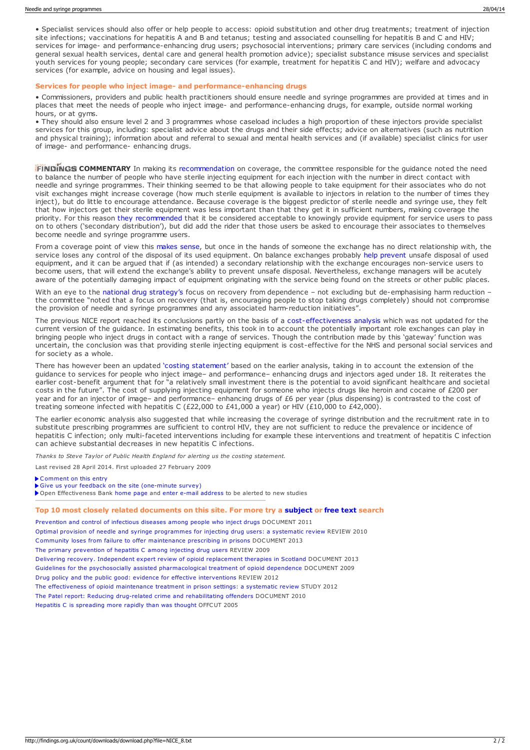• Specialist services should also offer or help people to access: opioid substitution and other drug treatments; treatment of injection site infections; vaccinations for hepatitis A and B and tetanus; testing and associated counselling for hepatitis B and C and HIV; services for image- and performance-enhancing drug users; psychosocial interventions; primary care services (including condoms and general sexual health services, dental care and general health promotion advice); specialist substance misuse services and specialist youth services for young people; secondary care services (for example, treatment for hepatitis C and HIV); welfare and advocacy services (for example, advice on housing and legal issues).

### Services for people who inject image- and performance-enhancing drugs

• Commissioners, providers and public health practitioners should ensure needle and syringe programmes are provided at times and in places that meet the needs of people who inject image- and performance-enhancing drugs, for example, outside normal working hours, or at gyms.

• They should also ensure level 2 and 3 programmes whose caseload includes a high proportion of these injectors provide specialist services for this group, including: specialist advice about the drugs and their side effects; advice on alternatives (such as nutrition and physical training); information about and referral to sexual and mental health services and (if available) specialist clinics for user of image- and performance- enhancing drugs.

**FINDINGS COMMENTARY** In making its recommendation on coverage, the committee responsible for the guidance noted the need to balance the number of people who have sterile injecting equipment for each injection with the number in direct contact with needle and syringe programmes. Their thinking seemed to be that allowing people to take equipment for their associates who do not visit exchanges might increase coverage (how much sterile equipment is available to injectors in relation to the number of times they inject), but do little to encourage attendance. Because coverage is the biggest predictor of sterile needle and syringe use, they felt that how injectors get their sterile equipment was less important than that they get it in sufficient numbers, making coverage the priority. For this reason they recommended that it be considered acceptable to knowingly provide equipment for service users to pass on to others ('secondary distribution'), but did add the rider that those users be asked to encourage their associates to themselves become needle and syringe programme users.

From a coverage point of view this makes sense, but once in the hands of someone the exchange has no direct relationship with, the service loses any control of the disposal of its used equipment. On balance exchanges probably help prevent unsafe disposal of used equipment, and it can be argued that if (as intended) a secondary relationship with the exchange encourages non-service users to become users, that will extend the exchange's ability to prevent unsafe disposal. Nevertheless, exchange managers will be acutely aware of the potentially damaging impact of equipment originating with the service being found on the streets or other public places.

With an eye to the national drug strategy's focus on recovery from dependence – not excluding but de-emphasising harm reduction – the committee "noted that a focus on recovery (that is, encouraging people to stop taking drugs completely) should not compromise the provision of needle and syringe programmes and any associated harm-reduction initiatives".

The previous NICE report reached its conclusions partly on the basis of a cost-effectiveness analysis which was not updated for the current version of the guidance. In estimating benefits, this took in to account the potentially important role exchanges can play in bringing people who inject drugs in contact with a range of services. Though the contribution made by this 'gateway' function was uncertain, the conclusion was that providing sterile injecting equipment is cost-effective for the NHS and personal social services and for society as a whole.

There has however been an updated 'costing statement' based on the earlier analysis, taking in to account the extension of the guidance to services for people who inject image– and performance– enhancing drugs and injectors aged under 18. It reiterates the earlier cost-benefit argument that for "a relatively small investment there is the potential to avoid significant healthcare and societal costs in the future". The cost of supplying injecting equipment for someone who injects drugs like heroin and cocaine of £200 per year and for an injector of image– and performance– enhancing drugs of £6 per year (plus dispensing) is contrasted to the cost of treating someone infected with hepatitis C (£22,000 to £41,000 a year) or HIV (£10,000 to £42,000).

The earlier economic analysis also suggested that while increasing the coverage of syringe distribution and the recruitment rate in to substitute prescribing programmes are sufficient to control HIV, they are not sufficient to reduce the prevalence or incidence of hepatitis C infection; only multi-faceted interventions including for example these interventions and treatment of hepatitis C infection can achieve substantial decreases in new hepatitis C infections.

*Thanks to Steve Taylor of Public Health England for alerting us the costing statement.*

Last revised 28 April 2014. First uploaded 27 February 2009

- Comment on this entry
- Give us your feedback on the site (one-minute survey)
- Open Effectiveness Bank home page and enter e-mail address to be alerted to new studies

### Top 10 most closely related documents on this site. For more try a subject or free text search

Prevention and control of infectious diseases among people who inject drugs DOCUMENT 2011

Optimal provision of needle and syringe programmes for injecting drug users: a systematic review REVIEW 2010

Community loses from failure to offer maintenance prescribing in prisons DOCUMENT 2013

The primary prevention of hepatitis C among injecting drug users REVIEW 2009

Delivering recovery. Independent expert review of opioid replacement therapies in Scotland DOCUMENT 2013

Guidelines for the psychosocially assisted pharmacological treatment of opioid dependence DOCUMENT 2009

Drug policy and the public good: evidence for effective interventions REVIEW 2012

The effectiveness of opioid maintenance treatment in prison settings: a systematic review STUDY 2012

The Patel report: Reducing drug-related crime and rehabilitating offenders DOCUMENT 2010

Hepatitis C is spreading more rapidly than was thought OFFCUT 2005